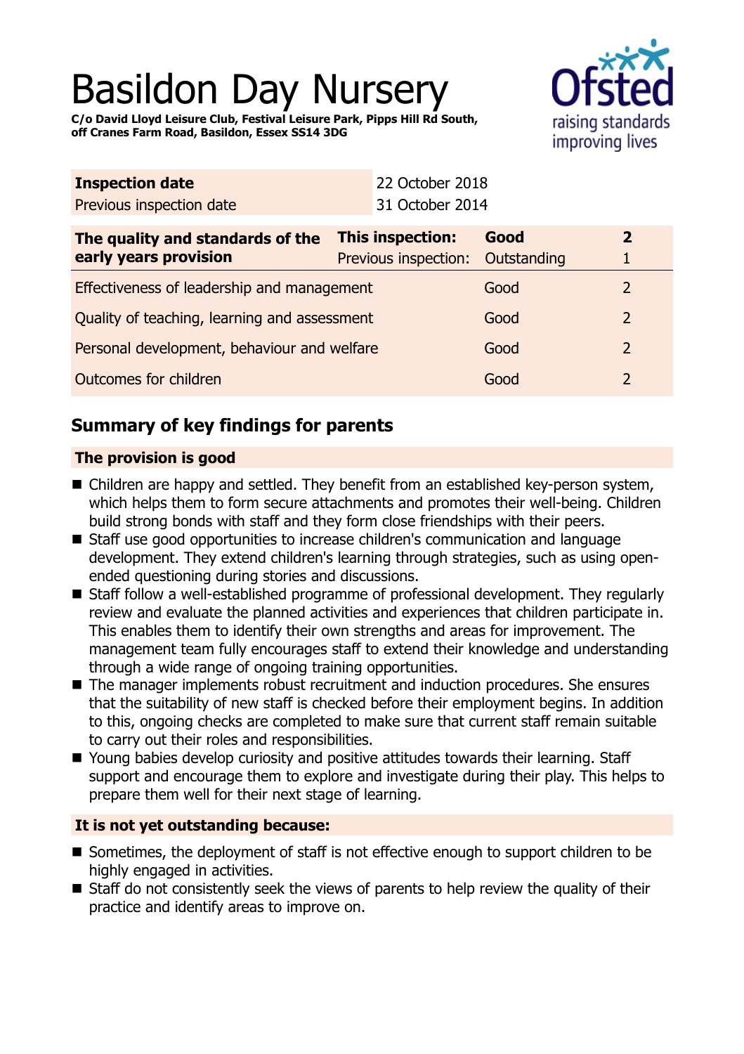# Basildon Day Nursery

**C/o David Lloyd Leisure Club, Festival Leisure Park, Pipps Hill Rd South, off Cranes Farm Road, Basildon, Essex SS14 3DG**

| **Inspection date** | 22 October 2018 |
|---|---|
| Previous inspection date | 31 October 2014 |

| **The quality and standards of the early years provision** | **This inspection:** | **Good** | **2** |
|---|---|---|---|
| | Previous inspection: | Outstanding | 1 |
| Effectiveness of leadership and management | | Good | 2 |
| Quality of teaching, learning and assessment | | Good | 2 |
| Personal development, behaviour and welfare | | Good | 2 |
| Outcomes for children | | Good | 2 |

## Summary of key findings for parents

### The provision is good

- Children are happy and settled. They benefit from an established key-person system, which helps them to form secure attachments and promotes their well-being. Children build strong bonds with staff and they form close friendships with their peers.
- Staff use good opportunities to increase children's communication and language development. They extend children's learning through strategies, such as using open-ended questioning during stories and discussions.
- Staff follow a well-established programme of professional development. They regularly review and evaluate the planned activities and experiences that children participate in. This enables them to identify their own strengths and areas for improvement. The management team fully encourages staff to extend their knowledge and understanding through a wide range of ongoing training opportunities.
- The manager implements robust recruitment and induction procedures. She ensures that the suitability of new staff is checked before their employment begins. In addition to this, ongoing checks are completed to make sure that current staff remain suitable to carry out their roles and responsibilities.
- Young babies develop curiosity and positive attitudes towards their learning. Staff support and encourage them to explore and investigate during their play. This helps to prepare them well for their next stage of learning.

### It is not yet outstanding because:

- Sometimes, the deployment of staff is not effective enough to support children to be highly engaged in activities.
- Staff do not consistently seek the views of parents to help review the quality of their practice and identify areas to improve on.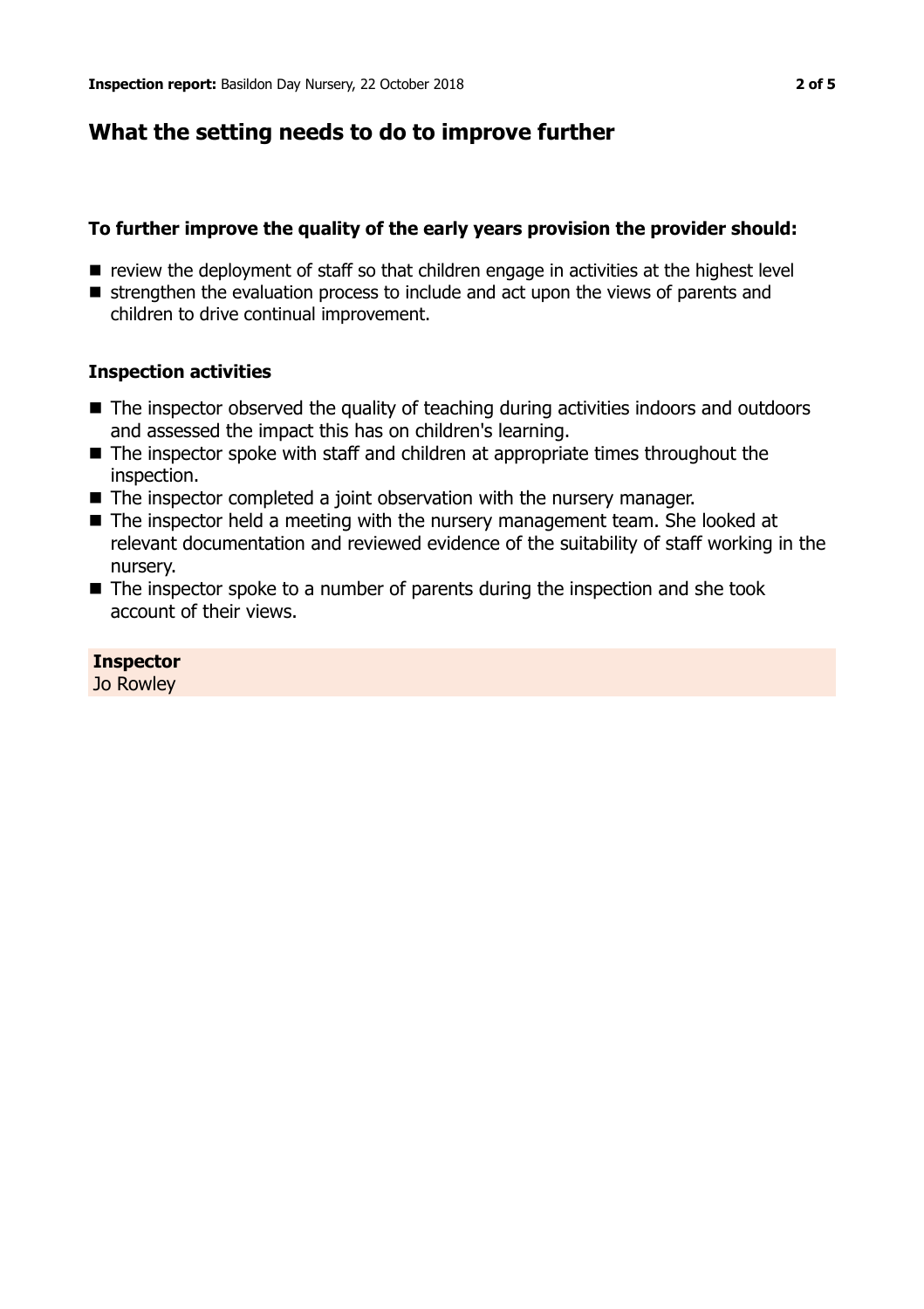## What the setting needs to do to improve further

**To further improve the quality of the early years provision the provider should:**

- review the deployment of staff so that children engage in activities at the highest level
- strengthen the evaluation process to include and act upon the views of parents and children to drive continual improvement.

### Inspection activities

- The inspector observed the quality of teaching during activities indoors and outdoors and assessed the impact this has on children's learning.
- The inspector spoke with staff and children at appropriate times throughout the inspection.
- The inspector completed a joint observation with the nursery manager.
- The inspector held a meeting with the nursery management team. She looked at relevant documentation and reviewed evidence of the suitability of staff working in the nursery.
- The inspector spoke to a number of parents during the inspection and she took account of their views.

**Inspector**
Jo Rowley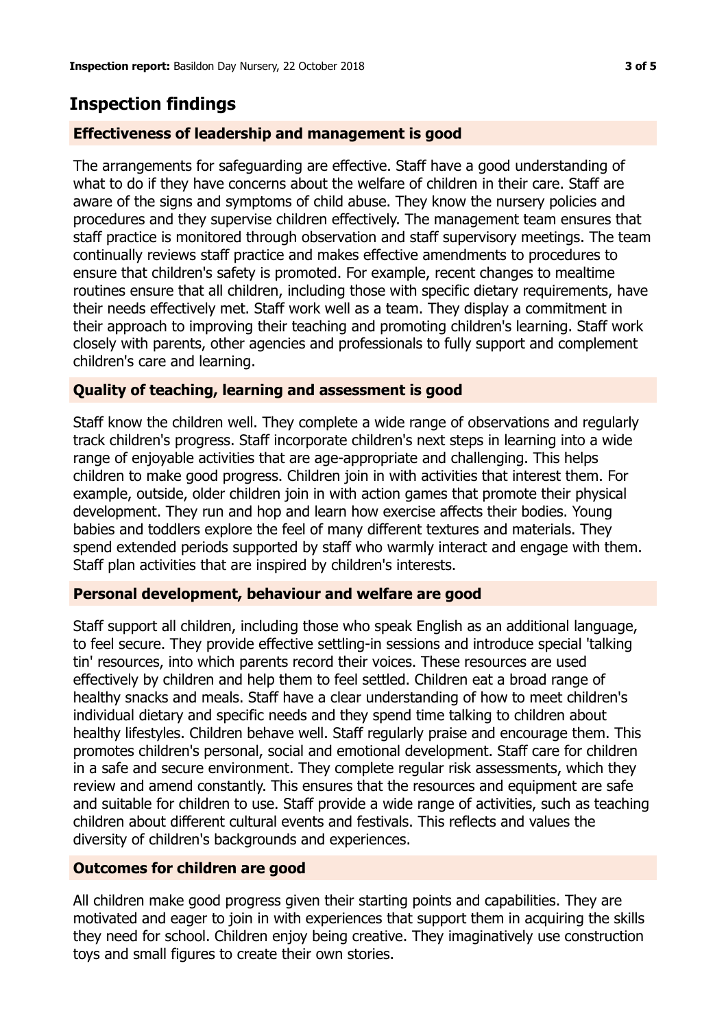## Inspection findings

### Effectiveness of leadership and management is good

The arrangements for safeguarding are effective. Staff have a good understanding of what to do if they have concerns about the welfare of children in their care. Staff are aware of the signs and symptoms of child abuse. They know the nursery policies and procedures and they supervise children effectively. The management team ensures that staff practice is monitored through observation and staff supervisory meetings. The team continually reviews staff practice and makes effective amendments to procedures to ensure that children's safety is promoted. For example, recent changes to mealtime routines ensure that all children, including those with specific dietary requirements, have their needs effectively met. Staff work well as a team. They display a commitment in their approach to improving their teaching and promoting children's learning. Staff work closely with parents, other agencies and professionals to fully support and complement children's care and learning.

### Quality of teaching, learning and assessment is good

Staff know the children well. They complete a wide range of observations and regularly track children's progress. Staff incorporate children's next steps in learning into a wide range of enjoyable activities that are age-appropriate and challenging. This helps children to make good progress. Children join in with activities that interest them. For example, outside, older children join in with action games that promote their physical development. They run and hop and learn how exercise affects their bodies. Young babies and toddlers explore the feel of many different textures and materials. They spend extended periods supported by staff who warmly interact and engage with them. Staff plan activities that are inspired by children's interests.

### Personal development, behaviour and welfare are good

Staff support all children, including those who speak English as an additional language, to feel secure. They provide effective settling-in sessions and introduce special 'talking tin' resources, into which parents record their voices. These resources are used effectively by children and help them to feel settled. Children eat a broad range of healthy snacks and meals. Staff have a clear understanding of how to meet children's individual dietary and specific needs and they spend time talking to children about healthy lifestyles. Children behave well. Staff regularly praise and encourage them. This promotes children's personal, social and emotional development. Staff care for children in a safe and secure environment. They complete regular risk assessments, which they review and amend constantly. This ensures that the resources and equipment are safe and suitable for children to use. Staff provide a wide range of activities, such as teaching children about different cultural events and festivals. This reflects and values the diversity of children's backgrounds and experiences.

### Outcomes for children are good

All children make good progress given their starting points and capabilities. They are motivated and eager to join in with experiences that support them in acquiring the skills they need for school. Children enjoy being creative. They imaginatively use construction toys and small figures to create their own stories.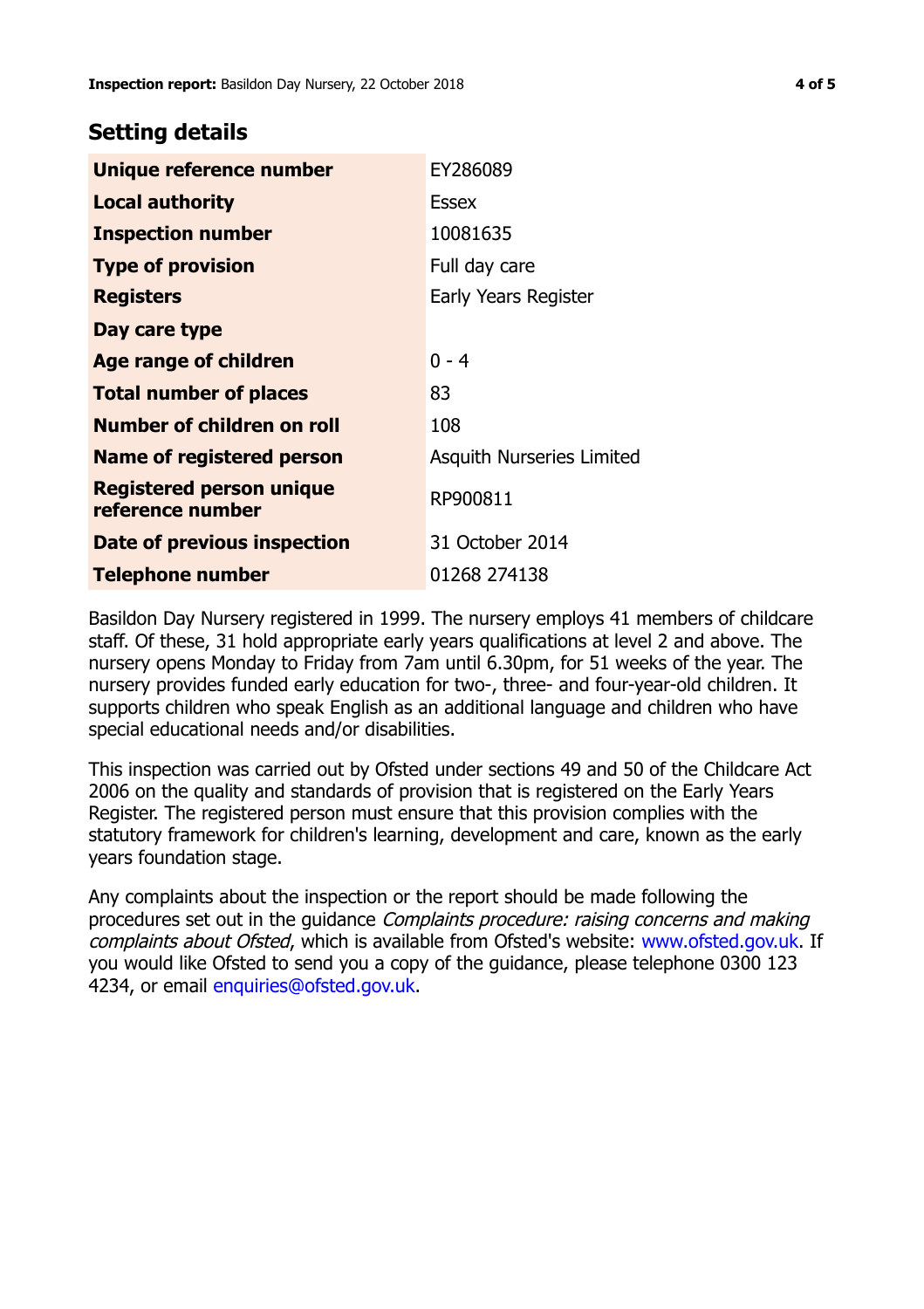## Setting details

| | |
|---|---|
| **Unique reference number** | EY286089 |
| **Local authority** | Essex |
| **Inspection number** | 10081635 |
| **Type of provision** | Full day care |
| **Registers** | Early Years Register |
| **Day care type** | |
| **Age range of children** | 0 - 4 |
| **Total number of places** | 83 |
| **Number of children on roll** | 108 |
| **Name of registered person** | Asquith Nurseries Limited |
| **Registered person unique reference number** | RP900811 |
| **Date of previous inspection** | 31 October 2014 |
| **Telephone number** | 01268 274138 |

Basildon Day Nursery registered in 1999. The nursery employs 41 members of childcare staff. Of these, 31 hold appropriate early years qualifications at level 2 and above. The nursery opens Monday to Friday from 7am until 6.30pm, for 51 weeks of the year. The nursery provides funded early education for two-, three- and four-year-old children. It supports children who speak English as an additional language and children who have special educational needs and/or disabilities.

This inspection was carried out by Ofsted under sections 49 and 50 of the Childcare Act 2006 on the quality and standards of provision that is registered on the Early Years Register. The registered person must ensure that this provision complies with the statutory framework for children's learning, development and care, known as the early years foundation stage.

Any complaints about the inspection or the report should be made following the procedures set out in the guidance *Complaints procedure: raising concerns and making complaints about Ofsted*, which is available from Ofsted's website: www.ofsted.gov.uk. If you would like Ofsted to send you a copy of the guidance, please telephone 0300 123 4234, or email enquiries@ofsted.gov.uk.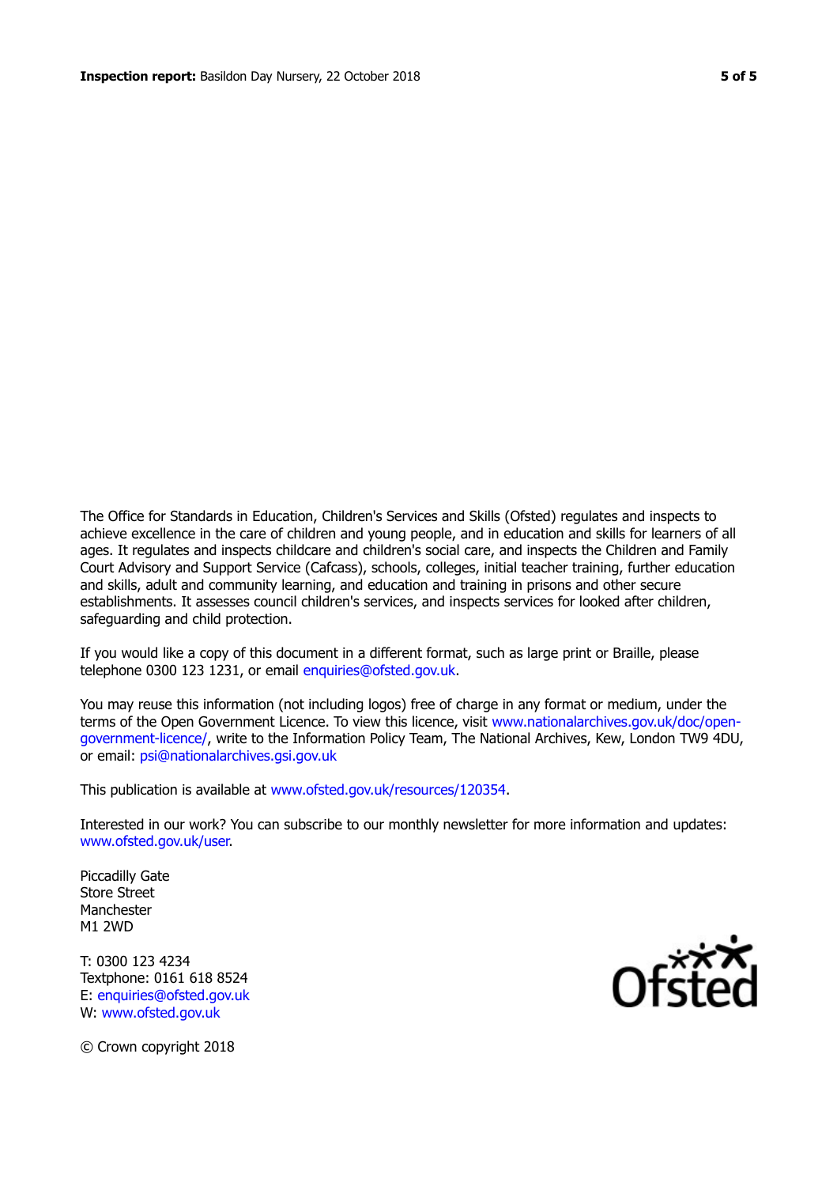The Office for Standards in Education, Children's Services and Skills (Ofsted) regulates and inspects to achieve excellence in the care of children and young people, and in education and skills for learners of all ages. It regulates and inspects childcare and children's social care, and inspects the Children and Family Court Advisory and Support Service (Cafcass), schools, colleges, initial teacher training, further education and skills, adult and community learning, and education and training in prisons and other secure establishments. It assesses council children's services, and inspects services for looked after children, safeguarding and child protection.

If you would like a copy of this document in a different format, such as large print or Braille, please telephone 0300 123 1231, or email enquiries@ofsted.gov.uk.

You may reuse this information (not including logos) free of charge in any format or medium, under the terms of the Open Government Licence. To view this licence, visit www.nationalarchives.gov.uk/doc/open-government-licence/, write to the Information Policy Team, The National Archives, Kew, London TW9 4DU, or email: psi@nationalarchives.gsi.gov.uk

This publication is available at www.ofsted.gov.uk/resources/120354.

Interested in our work? You can subscribe to our monthly newsletter for more information and updates: www.ofsted.gov.uk/user.

Piccadilly Gate
Store Street
Manchester
M1 2WD

T: 0300 123 4234
Textphone: 0161 618 8524
E: enquiries@ofsted.gov.uk
W: www.ofsted.gov.uk

© Crown copyright 2018